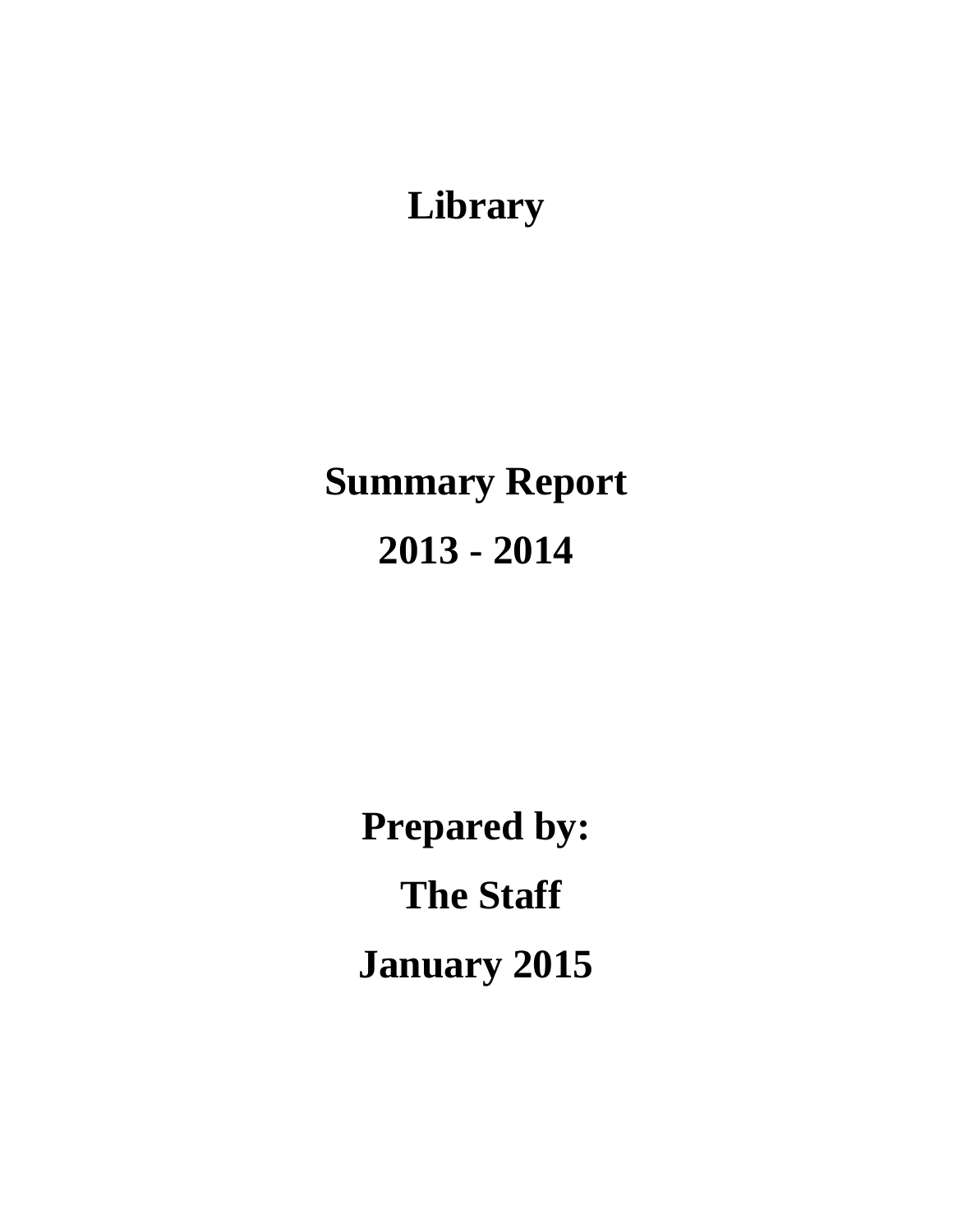# Library

# Summary Report

# 2013 - 2014

**Prepared by:**

**The Staff**

**January 2015**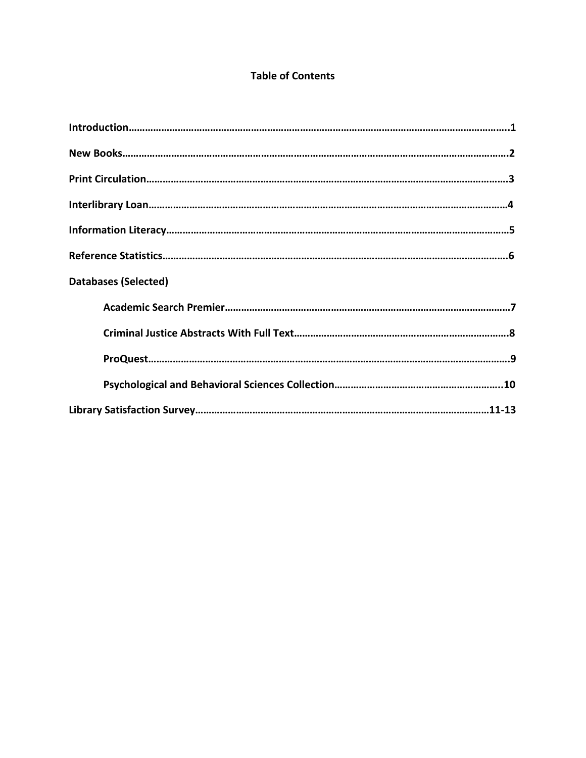# Table of Contents

**Introduction**……………………………………………………………………………………………………………………..1

**New Books**……………………………………………………………………………………………………………………….2

**Print Circulation**……………………………………………………………………………………………………………….3

**Interlibrary Loan**……………………………………………………………………………………………………………….4

**Information Literacy**………………………………………………………………………………………………………….5

**Reference Statistics**…………………………………………………………………………………………………………..6

**Databases (Selected)**

- **Academic Search Premier**……………………………………………………………………………………………7
- **Criminal Justice Abstracts With Full Text**………………………………………………………………………8
- **ProQuest**……………………………………………………………………………………………………………………9
- **Psychological and Behavioral Sciences Collection**…………………………………………………..10

**Library Satisfaction Survey**……………………………………………………………………………………………11-13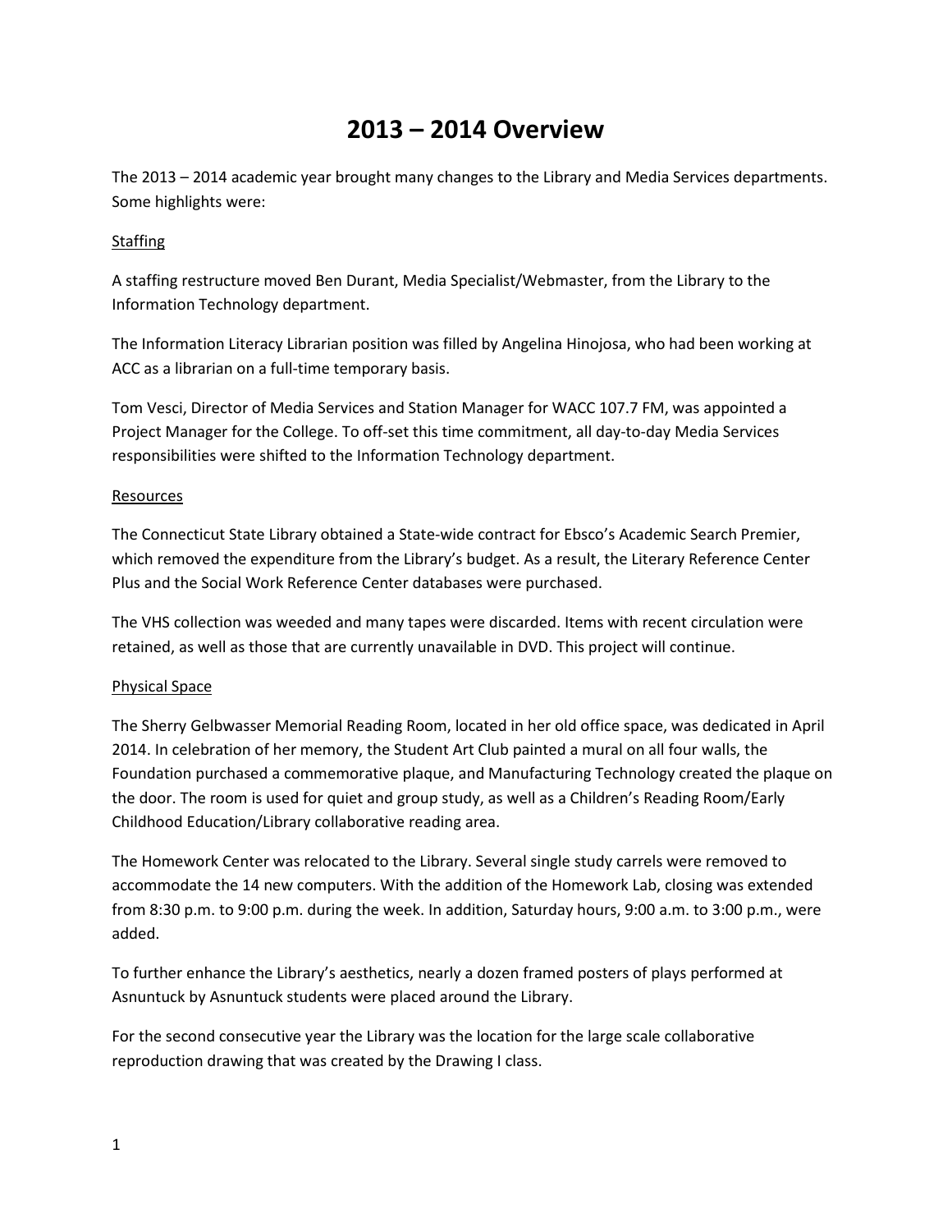# 2013 – 2014 Overview

The 2013 – 2014 academic year brought many changes to the Library and Media Services departments. Some highlights were:

## Staffing

A staffing restructure moved Ben Durant, Media Specialist/Webmaster, from the Library to the Information Technology department.

The Information Literacy Librarian position was filled by Angelina Hinojosa, who had been working at ACC as a librarian on a full-time temporary basis.

Tom Vesci, Director of Media Services and Station Manager for WACC 107.7 FM, was appointed a Project Manager for the College. To off-set this time commitment, all day-to-day Media Services responsibilities were shifted to the Information Technology department.

## Resources

The Connecticut State Library obtained a State-wide contract for Ebsco's Academic Search Premier, which removed the expenditure from the Library's budget. As a result, the Literary Reference Center Plus and the Social Work Reference Center databases were purchased.

The VHS collection was weeded and many tapes were discarded. Items with recent circulation were retained, as well as those that are currently unavailable in DVD. This project will continue.

## Physical Space

The Sherry Gelbwasser Memorial Reading Room, located in her old office space, was dedicated in April 2014. In celebration of her memory, the Student Art Club painted a mural on all four walls, the Foundation purchased a commemorative plaque, and Manufacturing Technology created the plaque on the door. The room is used for quiet and group study, as well as a Children's Reading Room/Early Childhood Education/Library collaborative reading area.

The Homework Center was relocated to the Library. Several single study carrels were removed to accommodate the 14 new computers. With the addition of the Homework Lab, closing was extended from 8:30 p.m. to 9:00 p.m. during the week. In addition, Saturday hours, 9:00 a.m. to 3:00 p.m., were added.

To further enhance the Library's aesthetics, nearly a dozen framed posters of plays performed at Asnuntuck by Asnuntuck students were placed around the Library.

For the second consecutive year the Library was the location for the large scale collaborative reproduction drawing that was created by the Drawing I class.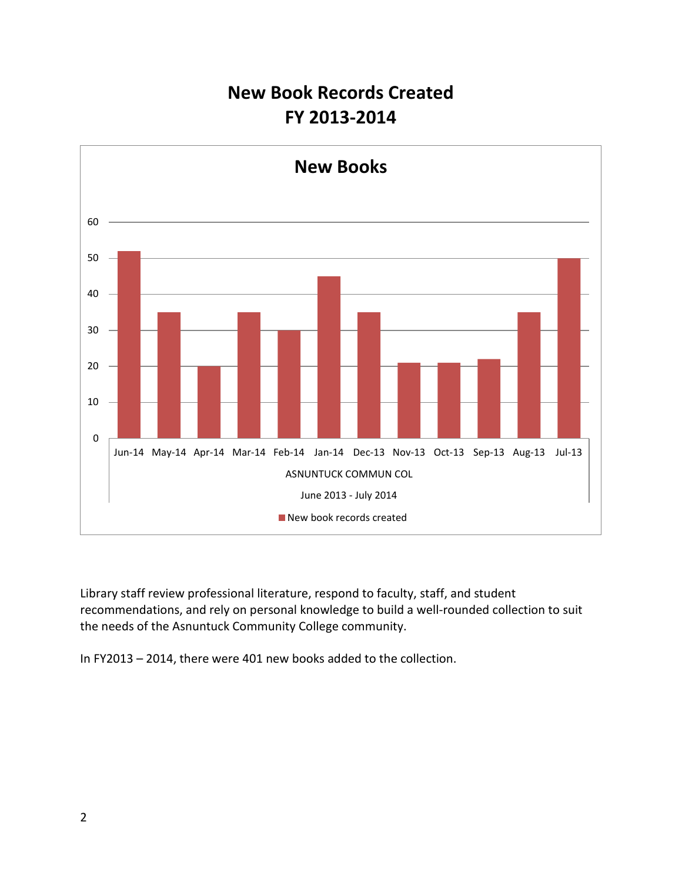# New Book Records Created
# FY 2013-2014

Library staff review professional literature, respond to faculty, staff, and student recommendations, and rely on personal knowledge to build a well-rounded collection to suit the needs of the Asnuntuck Community College community.

In FY2013 – 2014, there were 401 new books added to the collection.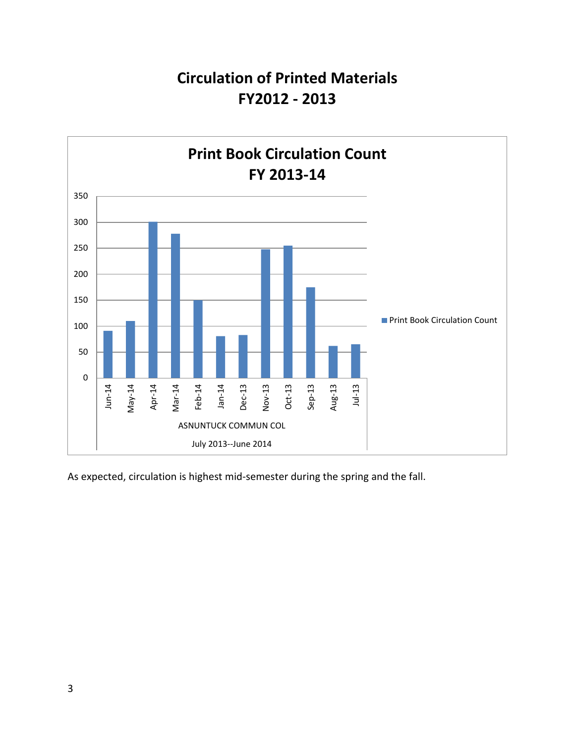# Circulation of Printed Materials
# FY2012 - 2013

**Print Book Circulation Count FY 2013-14**

| Month | Print Book Circulation Count |
|---|---|
| Jun-14 | 90 |
| May-14 | 110 |
| Apr-14 | 300 |
| Mar-14 | 278 |
| Feb-14 | 150 |
| Jan-14 | 80 |
| Dec-13 | 82 |
| Nov-13 | 247 |
| Oct-13 | 255 |
| Sep-13 | 175 |
| Aug-13 | 62 |
| Jul-13 | 65 |

ASNUNTUCK COMMUN COL

July 2013--June 2014

As expected, circulation is highest mid-semester during the spring and the fall.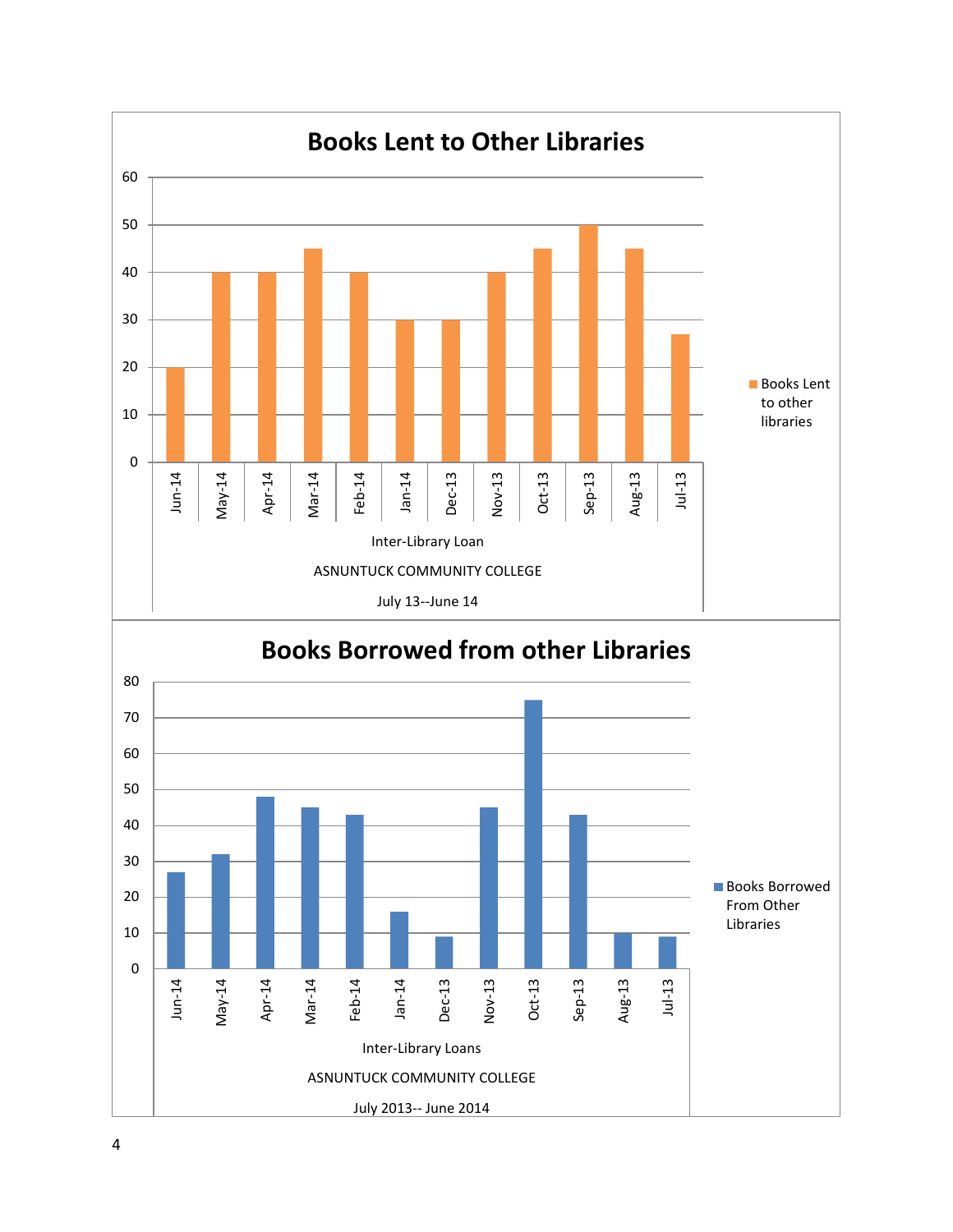## Books Lent to Other Libraries

| Month | Books Lent to other libraries |
|---|---|
| Jun-14 | 20 |
| May-14 | 40 |
| Apr-14 | 40 |
| Mar-14 | 45 |
| Feb-14 | 40 |
| Jan-14 | 30 |
| Dec-13 | 30 |
| Nov-13 | 40 |
| Oct-13 | 45 |
| Sep-13 | 50 |
| Aug-13 | 45 |
| Jul-13 | 27 |

Inter-Library Loan

ASNUNTUCK COMMUNITY COLLEGE

July 13--June 14

## Books Borrowed from other Libraries

| Month | Books Borrowed From Other Libraries |
|---|---|
| Jun-14 | 27 |
| May-14 | 32 |
| Apr-14 | 48 |
| Mar-14 | 45 |
| Feb-14 | 43 |
| Jan-14 | 16 |
| Dec-13 | 9 |
| Nov-13 | 45 |
| Oct-13 | 75 |
| Sep-13 | 43 |
| Aug-13 | 10 |
| Jul-13 | 9 |

Inter-Library Loans

ASNUNTUCK COMMUNITY COLLEGE

July 2013-- June 2014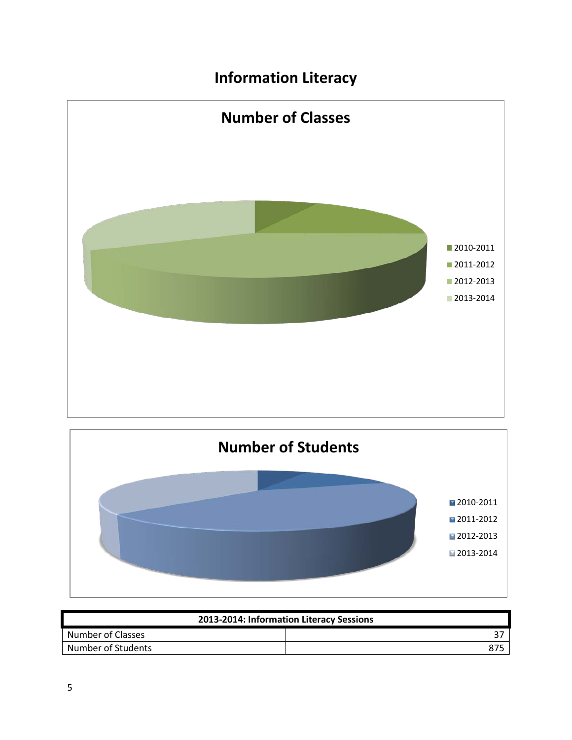# Information Literacy

## Number of Classes

- 2010-2011
- 2011-2012
- 2012-2013
- 2013-2014

## Number of Students

- 2010-2011
- 2011-2012
- 2012-2013
- 2013-2014

| 2013-2014: Information Literacy Sessions | |
|---|---|
| Number of Classes | 37 |
| Number of Students | 875 |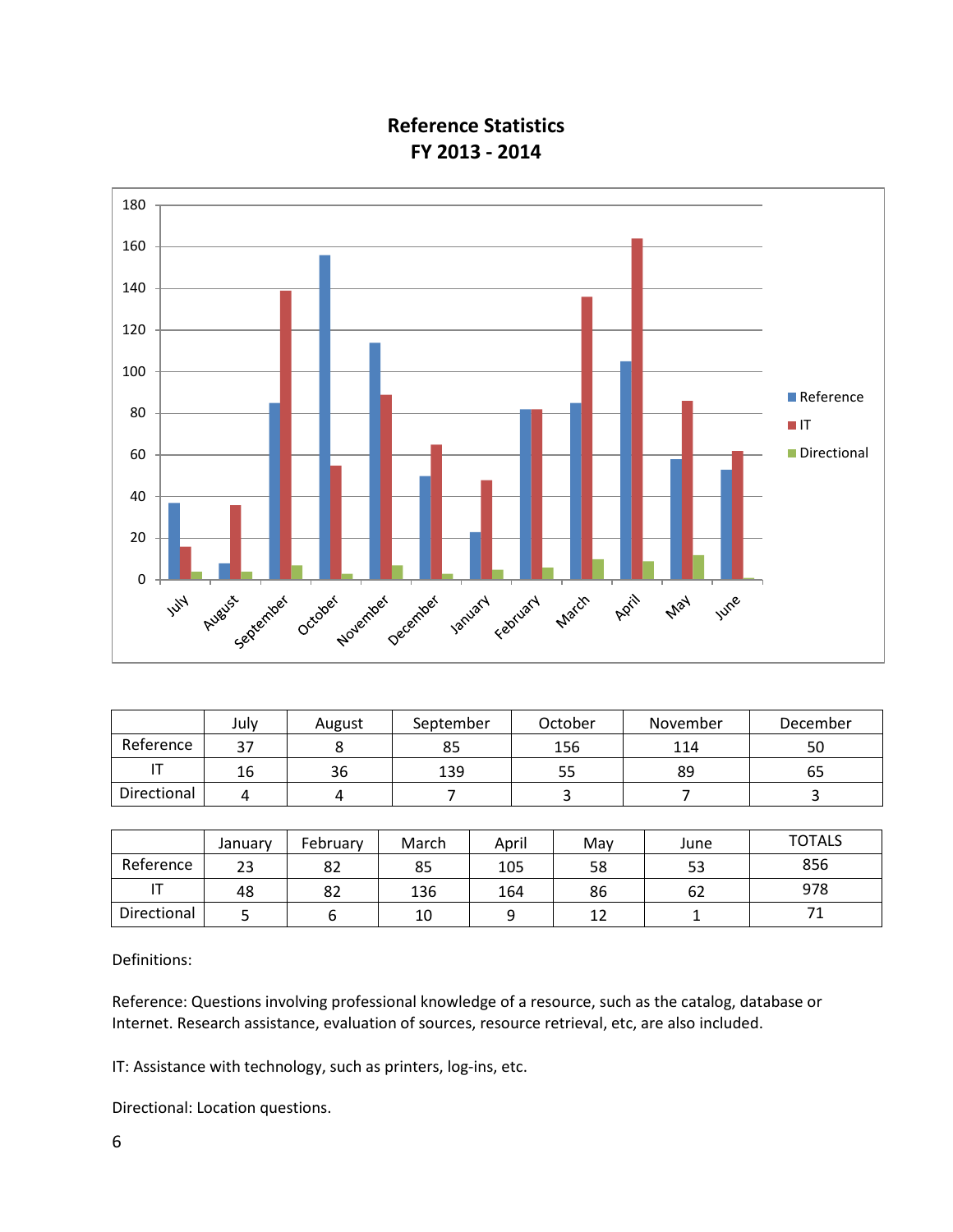## Reference Statistics
## FY 2013 - 2014

| | July | August | September | October | November | December |
|---|---|---|---|---|---|---|
| Reference | 37 | 8 | 85 | 156 | 114 | 50 |
| IT | 16 | 36 | 139 | 55 | 89 | 65 |
| Directional | 4 | 4 | 7 | 3 | 7 | 3 |

| | January | February | March | April | May | June | TOTALS |
|---|---|---|---|---|---|---|---|
| Reference | 23 | 82 | 85 | 105 | 58 | 53 | 856 |
| IT | 48 | 82 | 136 | 164 | 86 | 62 | 978 |
| Directional | 5 | 6 | 10 | 9 | 12 | 1 | 71 |

Definitions:

Reference: Questions involving professional knowledge of a resource, such as the catalog, database or Internet. Research assistance, evaluation of sources, resource retrieval, etc, are also included.

IT: Assistance with technology, such as printers, log-ins, etc.

Directional: Location questions.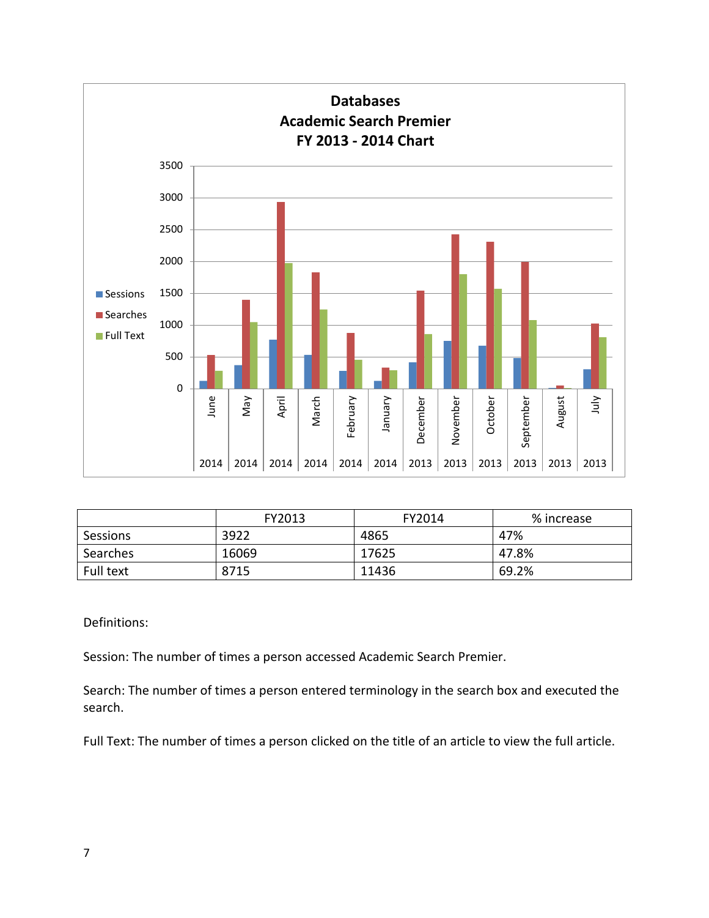**Databases**
**Academic Search Premier**
**FY 2013 - 2014 Chart**

|  | FY2013 | FY2014 | % increase |
| --- | --- | --- | --- |
| Sessions | 3922 | 4865 | 47% |
| Searches | 16069 | 17625 | 47.8% |
| Full text | 8715 | 11436 | 69.2% |

Definitions:

Session: The number of times a person accessed Academic Search Premier.

Search: The number of times a person entered terminology in the search box and executed the search.

Full Text: The number of times a person clicked on the title of an article to view the full article.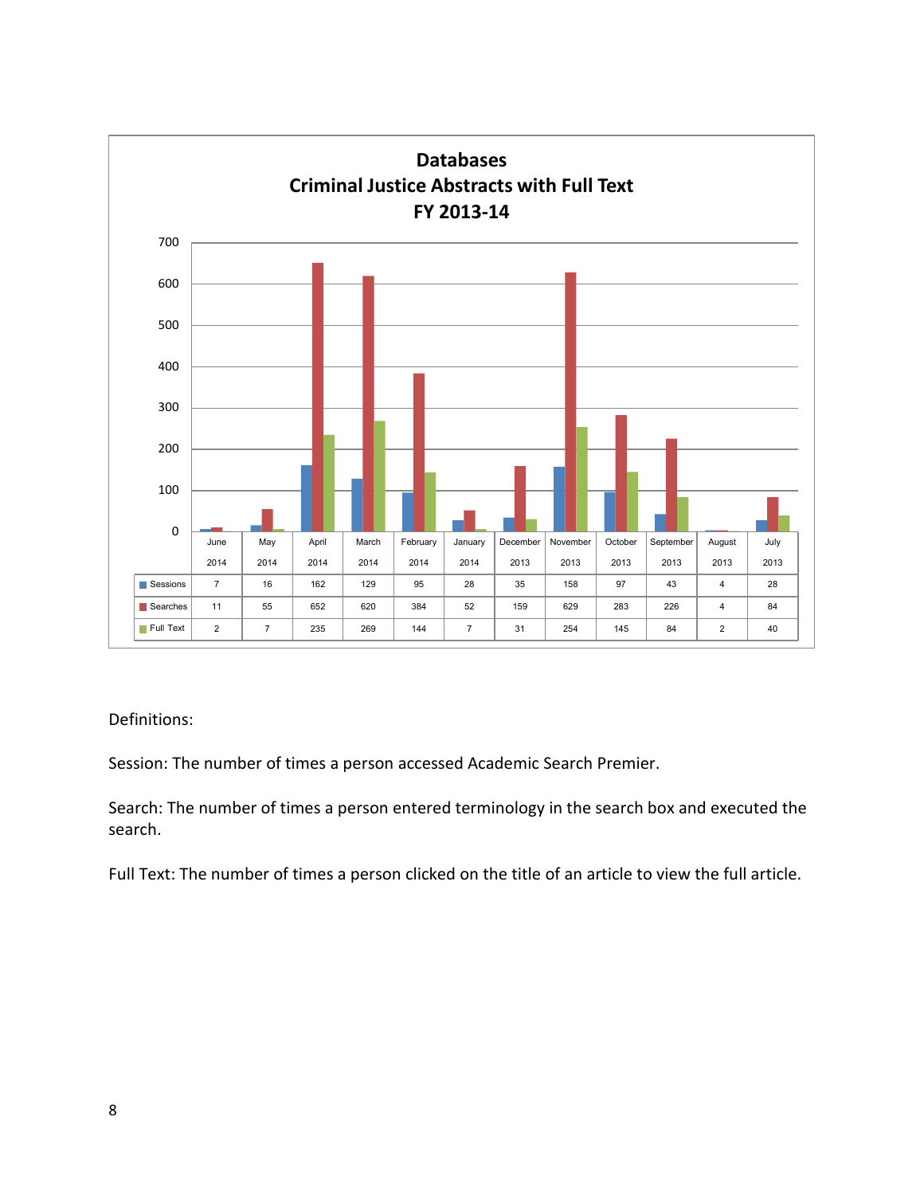## Databases
## Criminal Justice Abstracts with Full Text
## FY 2013-14

| | June 2014 | May 2014 | April 2014 | March 2014 | February 2014 | January 2014 | December 2013 | November 2013 | October 2013 | September 2013 | August 2013 | July 2013 |
|---|---|---|---|---|---|---|---|---|---|---|---|---|
| Sessions | 7 | 16 | 162 | 129 | 95 | 28 | 35 | 158 | 97 | 43 | 4 | 28 |
| Searches | 11 | 55 | 652 | 620 | 384 | 52 | 159 | 629 | 283 | 226 | 4 | 84 |
| Full Text | 2 | 7 | 235 | 269 | 144 | 7 | 31 | 254 | 145 | 84 | 2 | 40 |

Definitions:

Session: The number of times a person accessed Academic Search Premier.

Search: The number of times a person entered terminology in the search box and executed the search.

Full Text: The number of times a person clicked on the title of an article to view the full article.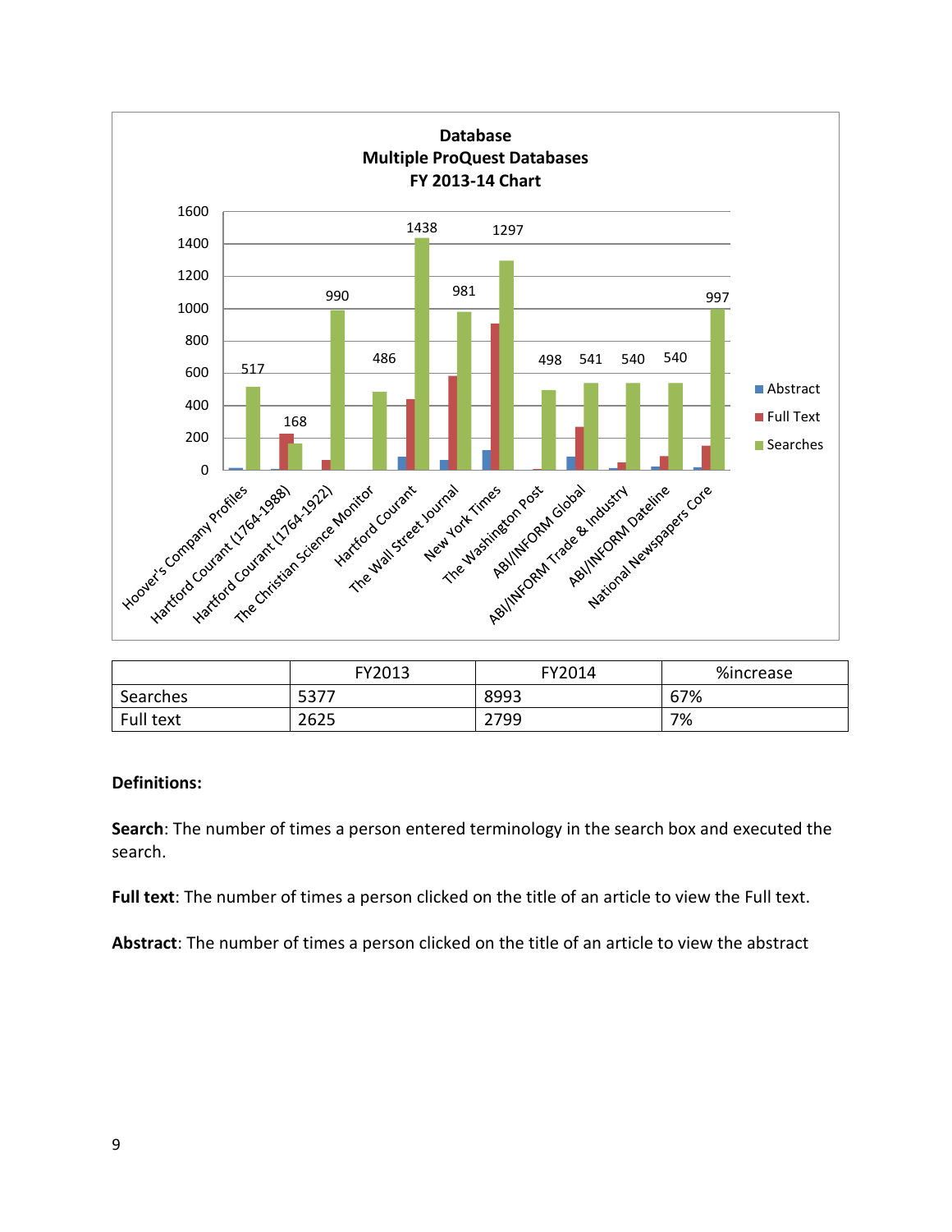**Database**
**Multiple ProQuest Databases**
**FY 2013-14 Chart**

| | FY2013 | FY2014 | %increase |
|---|---|---|---|
| Searches | 5377 | 8993 | 67% |
| Full text | 2625 | 2799 | 7% |

**Definitions:**

**Search**: The number of times a person entered terminology in the search box and executed the search.

**Full text**: The number of times a person clicked on the title of an article to view the Full text.

**Abstract**: The number of times a person clicked on the title of an article to view the abstract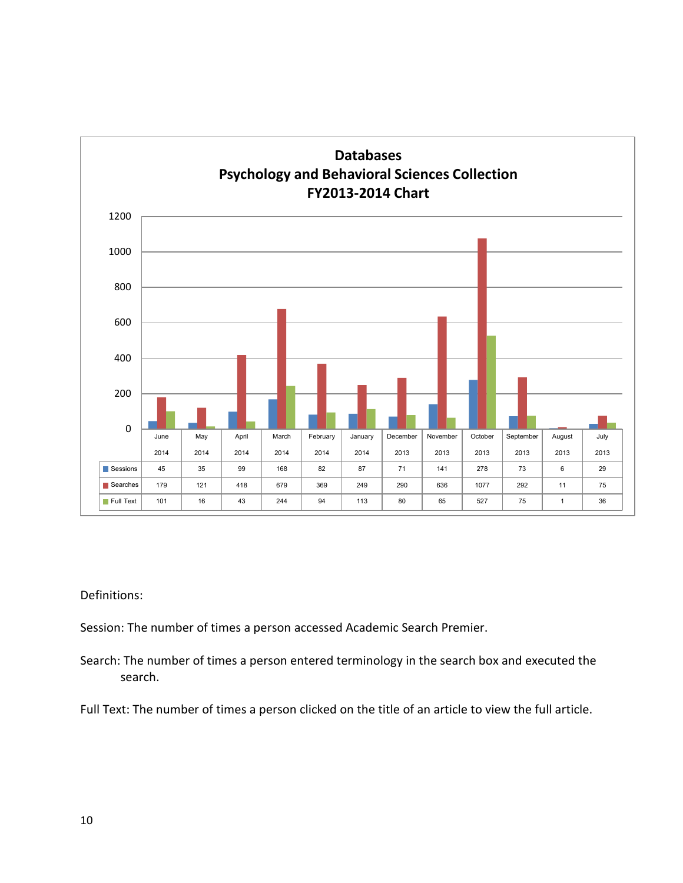**Databases**
**Psychology and Behavioral Sciences Collection**
**FY2013-2014 Chart**

| | June 2014 | May 2014 | April 2014 | March 2014 | February 2014 | January 2014 | December 2013 | November 2013 | October 2013 | September 2013 | August 2013 | July 2013 |
|---|---|---|---|---|---|---|---|---|---|---|---|---|
| Sessions | 45 | 35 | 99 | 168 | 82 | 87 | 71 | 141 | 278 | 73 | 6 | 29 |
| Searches | 179 | 121 | 418 | 679 | 369 | 249 | 290 | 636 | 1077 | 292 | 11 | 75 |
| Full Text | 101 | 16 | 43 | 244 | 94 | 113 | 80 | 65 | 527 | 75 | 1 | 36 |

Definitions:

Session: The number of times a person accessed Academic Search Premier.

Search: The number of times a person entered terminology in the search box and executed the search.

Full Text: The number of times a person clicked on the title of an article to view the full article.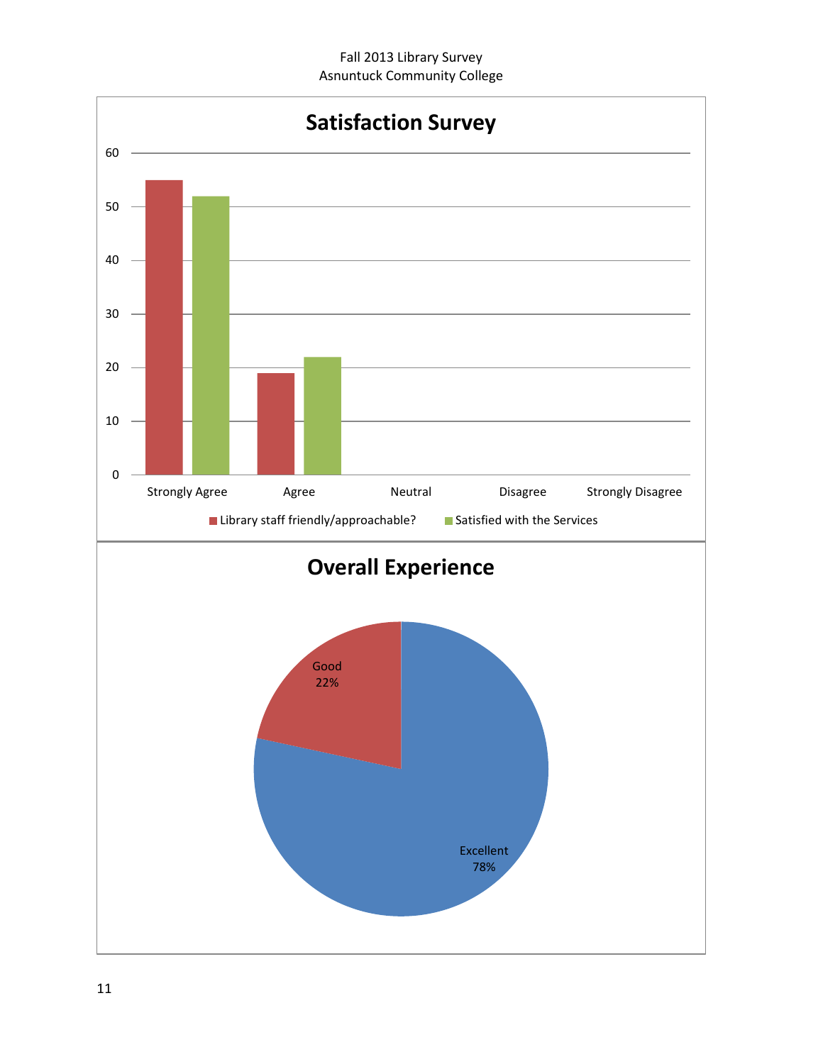Fall 2013 Library Survey
Asnuntuck Community College

## Satisfaction Survey

| | Library staff friendly/approachable? | Satisfied with the Services |
|---|---|---|
| Strongly Agree | 55 | 52 |
| Agree | 19 | 22 |
| Neutral | | |
| Disagree | | |
| Strongly Disagree | | |

## Overall Experience

| | |
|---|---|
| Good | 22% |
| Excellent | 78% |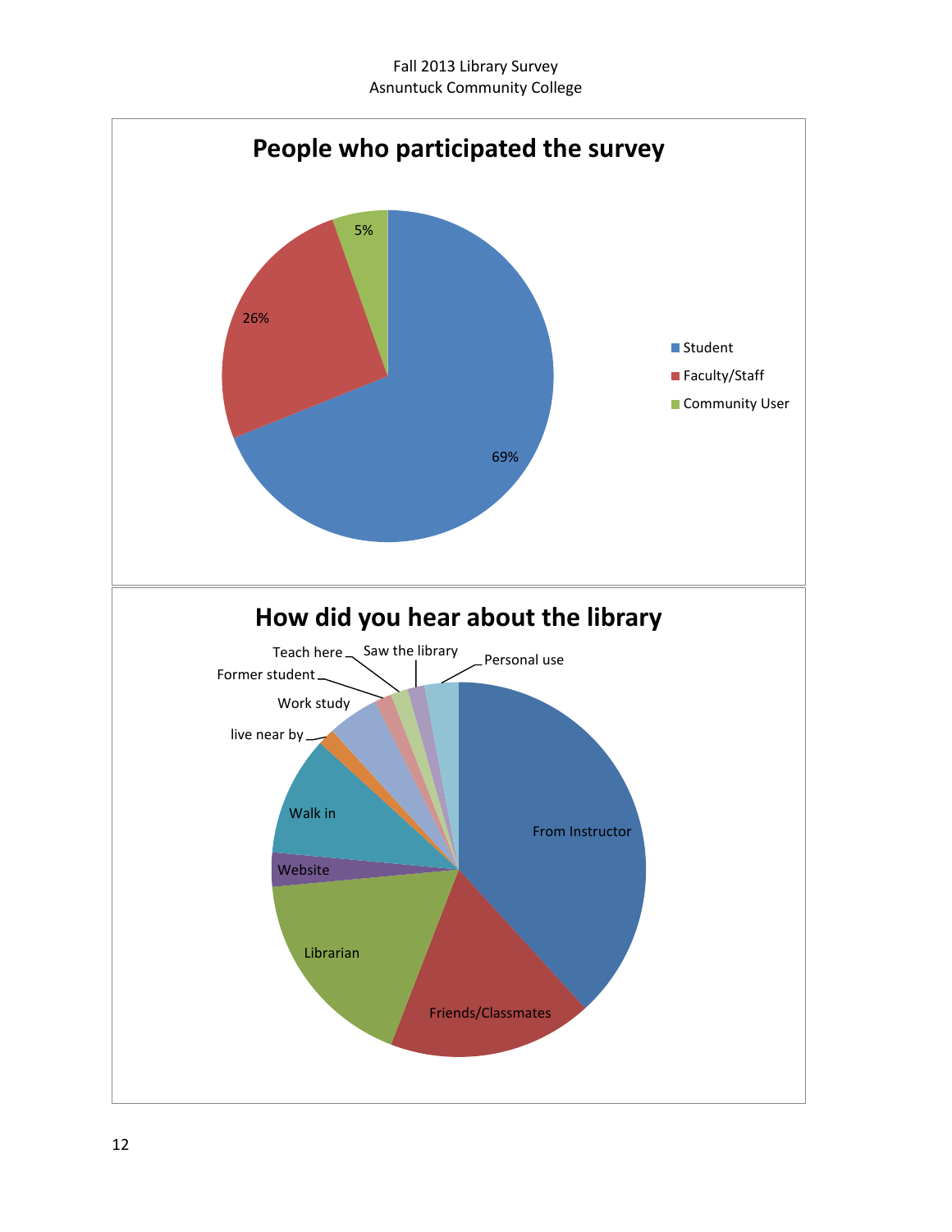Fall 2013 Library Survey
Asnuntuck Community College

## People who participated the survey

| Category | Percentage |
| --- | --- |
| Student | 69% |
| Faculty/Staff | 26% |
| Community User | 5% |

## How did you hear about the library

- From Instructor
- Friends/Classmates
- Librarian
- Website
- Walk in
- live near by
- Work study
- Former student
- Teach here
- Saw the library
- Personal use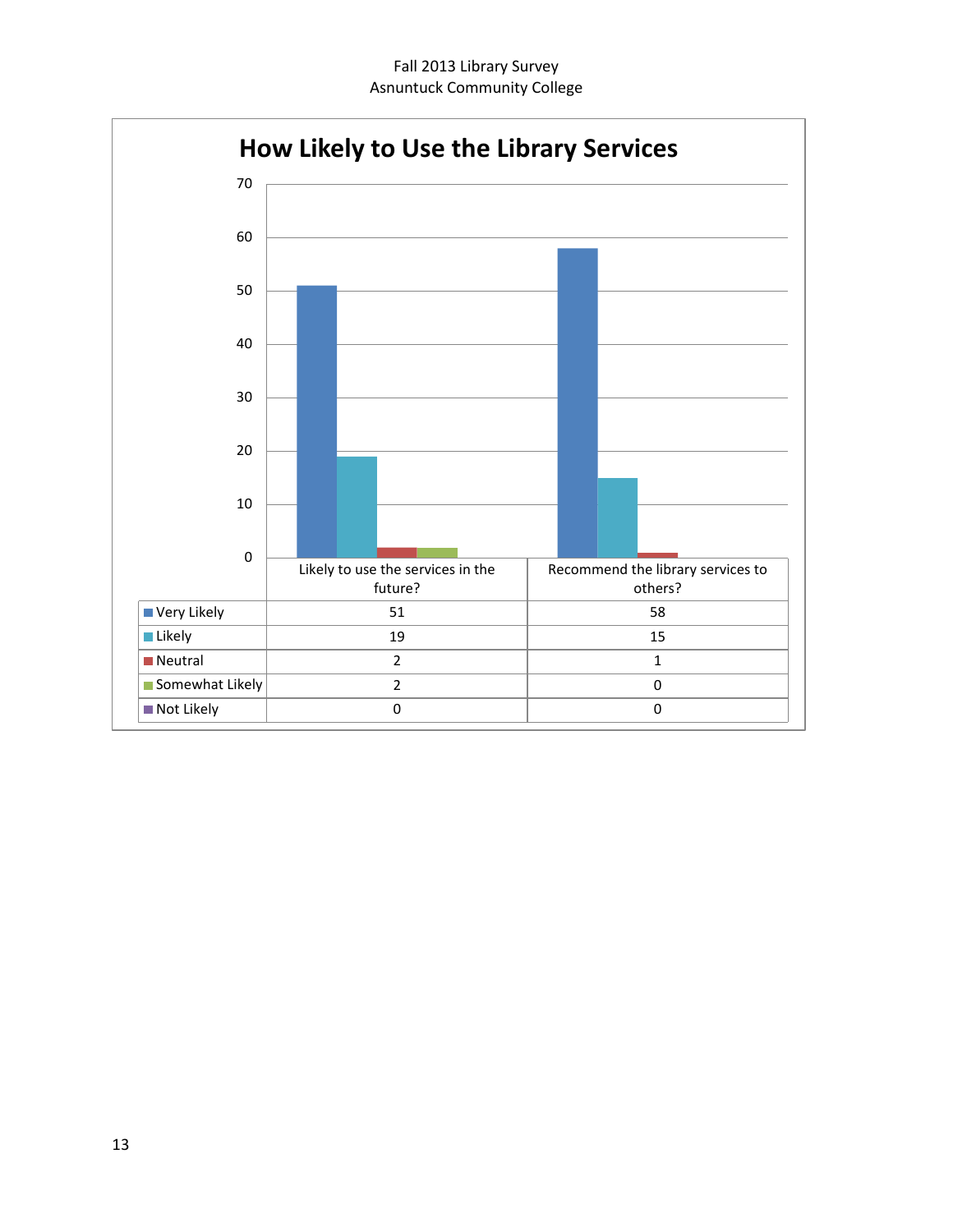How Likely to Use the Library Services

70
60
50
40
30
20
10
0

| | Likely to use the services in the future? | Recommend the library services to others? |
|---|---|---|
| Very Likely | 51 | 58 |
| Likely | 19 | 15 |
| Neutral | 2 | 1 |
| Somewhat Likely | 2 | 0 |
| Not Likely | 0 | 0 |